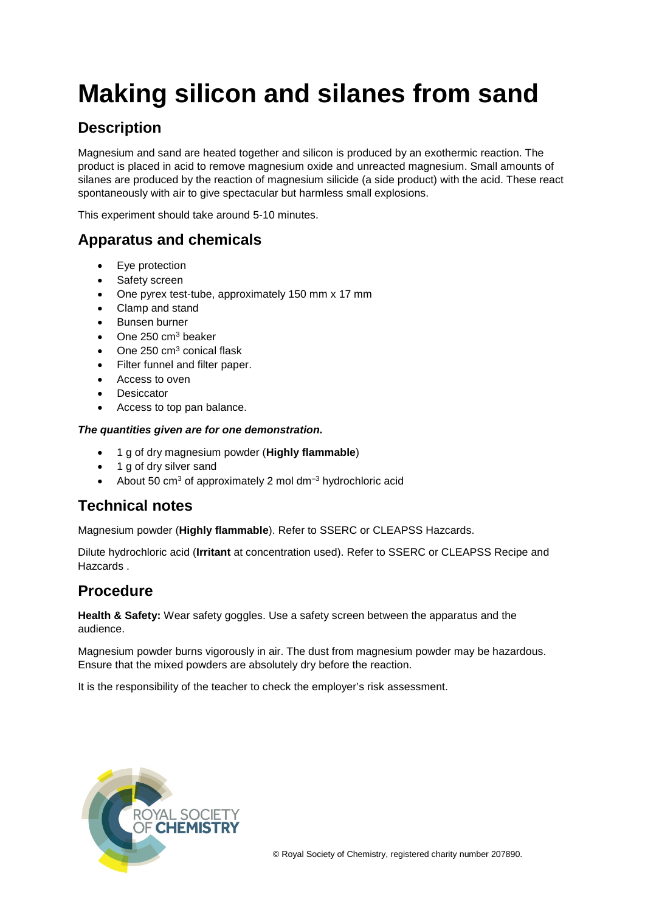# Making silicon and silanes from sand

## Description

Magnesium and sand are heated together and silicon is produced by an exothermic reaction. The product is placed in acid to remove magnesium oxide and unreacted magnesium. Small amounts of silanes are produced by the reaction of magnesium silicide (a side product) with the acid. These react spontaneously with air to give spectacular but harmless small explosions.

This experiment should take around 5-10 minutes.

## Apparatus and chemicals

- Eye protection
- Safety screen
- One pyrex test-tube, approximately 150 mm x 17 mm
- Clamp and stand
- Bunsen burner
- One 250 $cm^3$ beaker
- One 250 $cm^3$ conical flask
- Filter funnel and filter paper.
- Access to oven
- Desiccator
- Access to top pan balance.

***The quantities given are for one demonstration.***

- 1 g of dry magnesium powder (**Highly flammable**)
- 1 g of dry silver sand
- About 50 $cm^3$ of approximately 2 mol $dm^{-3}$ hydrochloric acid

## Technical notes

Magnesium powder (**Highly flammable**). Refer to SSERC or CLEAPSS Hazcards.

Dilute hydrochloric acid (**Irritant** at concentration used). Refer to SSERC or CLEAPSS Recipe and Hazcards .

## Procedure

**Health & Safety:** Wear safety goggles. Use a safety screen between the apparatus and the audience.

Magnesium powder burns vigorously in air. The dust from magnesium powder may be hazardous. Ensure that the mixed powders are absolutely dry before the reaction.

It is the responsibility of the teacher to check the employer's risk assessment.

© Royal Society of Chemistry, registered charity number 207890.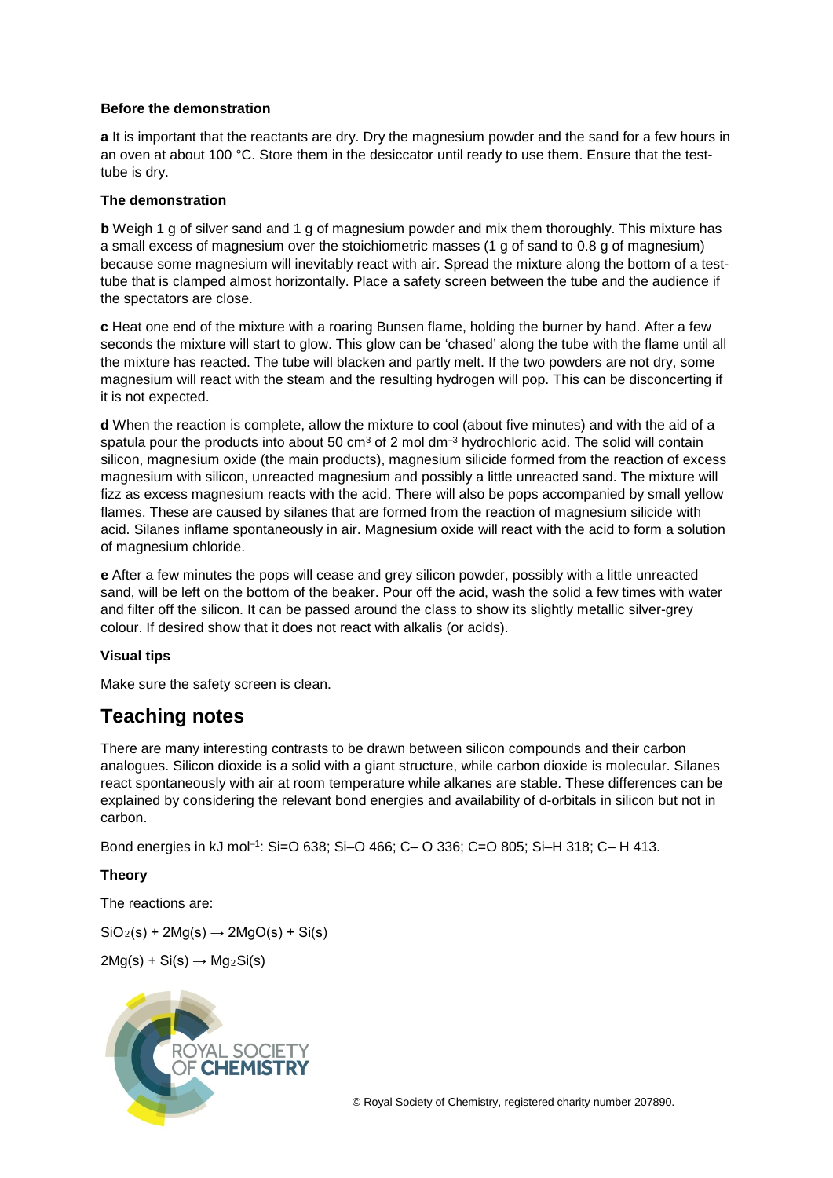**Before the demonstration**

**a** It is important that the reactants are dry. Dry the magnesium powder and the sand for a few hours in an oven at about 100 °C. Store them in the desiccator until ready to use them. Ensure that the test-tube is dry.

**The demonstration**

**b** Weigh 1 g of silver sand and 1 g of magnesium powder and mix them thoroughly. This mixture has a small excess of magnesium over the stoichiometric masses (1 g of sand to 0.8 g of magnesium) because some magnesium will inevitably react with air. Spread the mixture along the bottom of a test-tube that is clamped almost horizontally. Place a safety screen between the tube and the audience if the spectators are close.

**c** Heat one end of the mixture with a roaring Bunsen flame, holding the burner by hand. After a few seconds the mixture will start to glow. This glow can be 'chased' along the tube with the flame until all the mixture has reacted. The tube will blacken and partly melt. If the two powders are not dry, some magnesium will react with the steam and the resulting hydrogen will pop. This can be disconcerting if it is not expected.

**d** When the reaction is complete, allow the mixture to cool (about five minutes) and with the aid of a spatula pour the products into about 50 $cm^3$ of 2 mol $dm^{-3}$ hydrochloric acid. The solid will contain silicon, magnesium oxide (the main products), magnesium silicide formed from the reaction of excess magnesium with silicon, unreacted magnesium and possibly a little unreacted sand. The mixture will fizz as excess magnesium reacts with the acid. There will also be pops accompanied by small yellow flames. These are caused by silanes that are formed from the reaction of magnesium silicide with acid. Silanes inflame spontaneously in air. Magnesium oxide will react with the acid to form a solution of magnesium chloride.

**e** After a few minutes the pops will cease and grey silicon powder, possibly with a little unreacted sand, will be left on the bottom of the beaker. Pour off the acid, wash the solid a few times with water and filter off the silicon. It can be passed around the class to show its slightly metallic silver-grey colour. If desired show that it does not react with alkalis (or acids).

**Visual tips**

Make sure the safety screen is clean.

## Teaching notes

There are many interesting contrasts to be drawn between silicon compounds and their carbon analogues. Silicon dioxide is a solid with a giant structure, while carbon dioxide is molecular. Silanes react spontaneously with air at room temperature while alkanes are stable. These differences can be explained by considering the relevant bond energies and availability of d-orbitals in silicon but not in carbon.

Bond energies in kJ $mol^{-1}$: Si=O 638; Si–O 466; C–O 336; C=O 805; Si–H 318; C–H 413.

**Theory**

The reactions are:

$SiO_2(s) + 2Mg(s) \rightarrow 2MgO(s) + Si(s)$

$2Mg(s) + Si(s) \rightarrow Mg_2Si(s)$

© Royal Society of Chemistry, registered charity number 207890.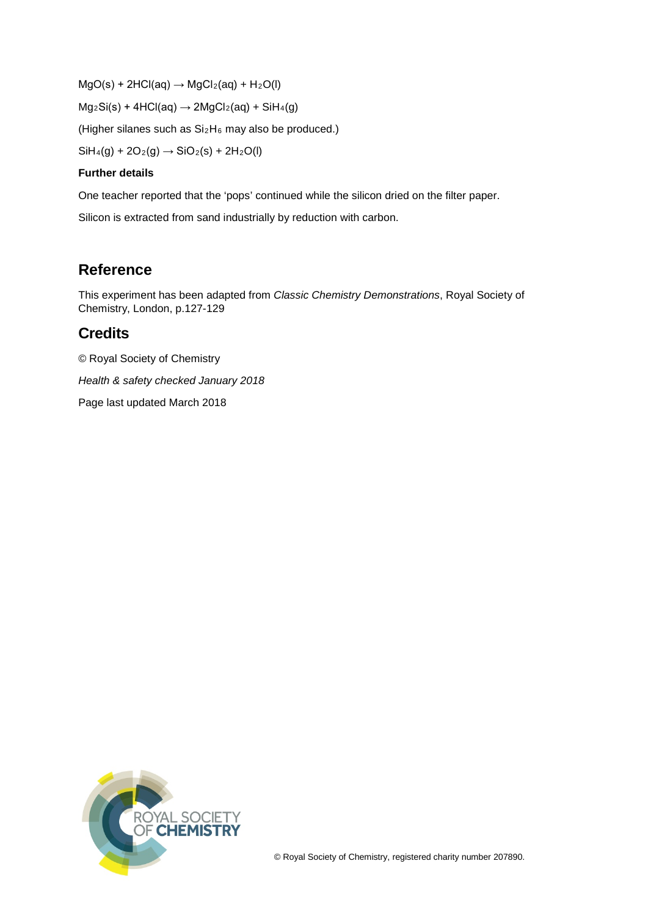$MgO(s) + 2HCl(aq) \rightarrow MgCl_2(aq) + H_2O(l)$

$Mg_2Si(s) + 4HCl(aq) \rightarrow 2MgCl_2(aq) + SiH_4(g)$

(Higher silanes such as $Si_2H_6$ may also be produced.)

$SiH_4(g) + 2O_2(g) \rightarrow SiO_2(s) + 2H_2O(l)$

**Further details**

One teacher reported that the 'pops' continued while the silicon dried on the filter paper.

Silicon is extracted from sand industrially by reduction with carbon.

## Reference

This experiment has been adapted from *Classic Chemistry Demonstrations*, Royal Society of Chemistry, London, p.127-129

## Credits

© Royal Society of Chemistry

*Health & safety checked January 2018*

Page last updated March 2018

© Royal Society of Chemistry, registered charity number 207890.